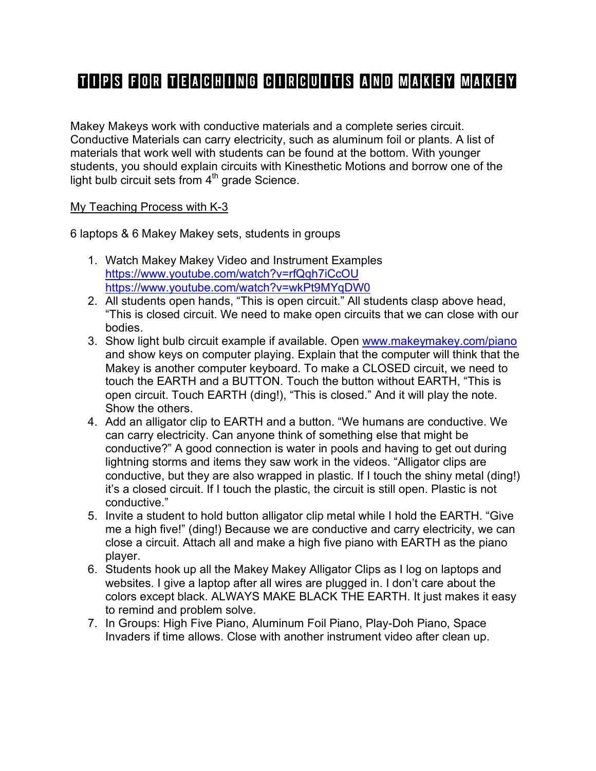# TIPS FOR TEACHING CIRCUITS AND MAKEY MAKEY

Makey Makeys work with conductive materials and a complete series circuit. Conductive Materials can carry electricity, such as aluminum foil or plants. A list of materials that work well with students can be found at the bottom. With younger students, you should explain circuits with Kinesthetic Motions and borrow one of the light bulb circuit sets from 4th grade Science.

<u>My Teaching Process with K-3</u>

6 laptops & 6 Makey Makey sets, students in groups

1. Watch Makey Makey Video and Instrument Examples
   https://www.youtube.com/watch?v=rfQqh7iCcOU
   https://www.youtube.com/watch?v=wkPt9MYqDW0
2. All students open hands, "This is open circuit." All students clasp above head, "This is closed circuit. We need to make open circuits that we can close with our bodies.
3. Show light bulb circuit example if available. Open www.makeymakey.com/piano and show keys on computer playing. Explain that the computer will think that the Makey is another computer keyboard. To make a CLOSED circuit, we need to touch the EARTH and a BUTTON. Touch the button without EARTH, "This is open circuit. Touch EARTH (ding!), "This is closed." And it will play the note. Show the others.
4. Add an alligator clip to EARTH and a button. "We humans are conductive. We can carry electricity. Can anyone think of something else that might be conductive?" A good connection is water in pools and having to get out during lightning storms and items they saw work in the videos. "Alligator clips are conductive, but they are also wrapped in plastic. If I touch the shiny metal (ding!) it's a closed circuit. If I touch the plastic, the circuit is still open. Plastic is not conductive."
5. Invite a student to hold button alligator clip metal while I hold the EARTH. "Give me a high five!" (ding!) Because we are conductive and carry electricity, we can close a circuit. Attach all and make a high five piano with EARTH as the piano player.
6. Students hook up all the Makey Makey Alligator Clips as I log on laptops and websites. I give a laptop after all wires are plugged in. I don't care about the colors except black. ALWAYS MAKE BLACK THE EARTH. It just makes it easy to remind and problem solve.
7. In Groups: High Five Piano, Aluminum Foil Piano, Play-Doh Piano, Space Invaders if time allows. Close with another instrument video after clean up.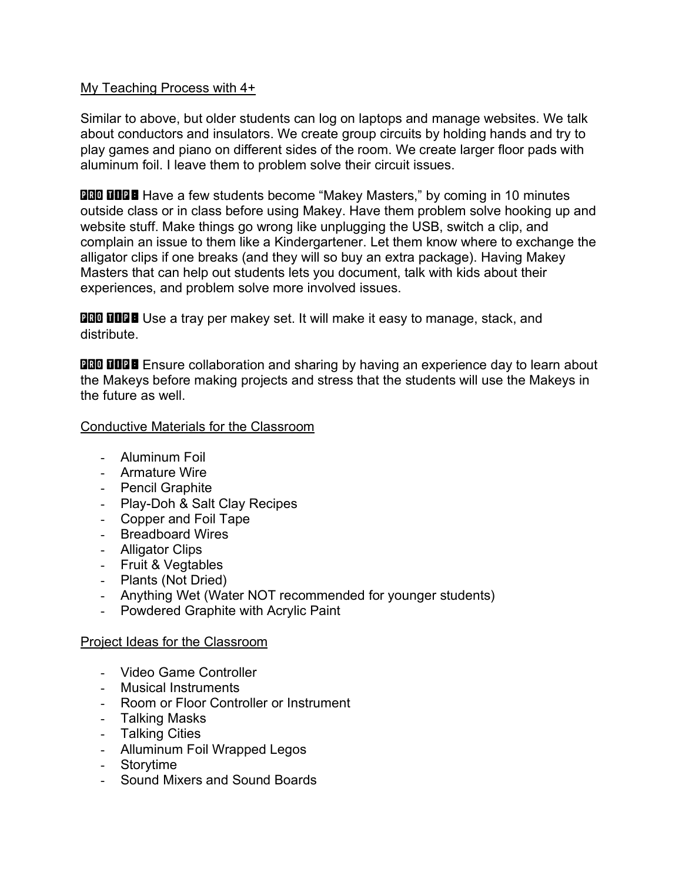My Teaching Process with 4+

Similar to above, but older students can log on laptops and manage websites. We talk about conductors and insulators. We create group circuits by holding hands and try to play games and piano on different sides of the room. We create larger floor pads with aluminum foil. I leave them to problem solve their circuit issues.

🅿🆁🅾 🆃🅸🅿: Have a few students become “Makey Masters,” by coming in 10 minutes outside class or in class before using Makey. Have them problem solve hooking up and website stuff. Make things go wrong like unplugging the USB, switch a clip, and complain an issue to them like a Kindergartener. Let them know where to exchange the alligator clips if one breaks (and they will so buy an extra package). Having Makey Masters that can help out students lets you document, talk with kids about their experiences, and problem solve more involved issues.

🅿🆁🅾 🆃🅸🅿: Use a tray per makey set. It will make it easy to manage, stack, and distribute.

🅿🆁🅾 🆃🅸🅿: Ensure collaboration and sharing by having an experience day to learn about the Makeys before making projects and stress that the students will use the Makeys in the future as well.

Conductive Materials for the Classroom

- Aluminum Foil
- Armature Wire
- Pencil Graphite
- Play-Doh & Salt Clay Recipes
- Copper and Foil Tape
- Breadboard Wires
- Alligator Clips
- Fruit & Vegtables
- Plants (Not Dried)
- Anything Wet (Water NOT recommended for younger students)
- Powdered Graphite with Acrylic Paint

Project Ideas for the Classroom

- Video Game Controller
- Musical Instruments
- Room or Floor Controller or Instrument
- Talking Masks
- Talking Cities
- Alluminum Foil Wrapped Legos
- Storytime
- Sound Mixers and Sound Boards